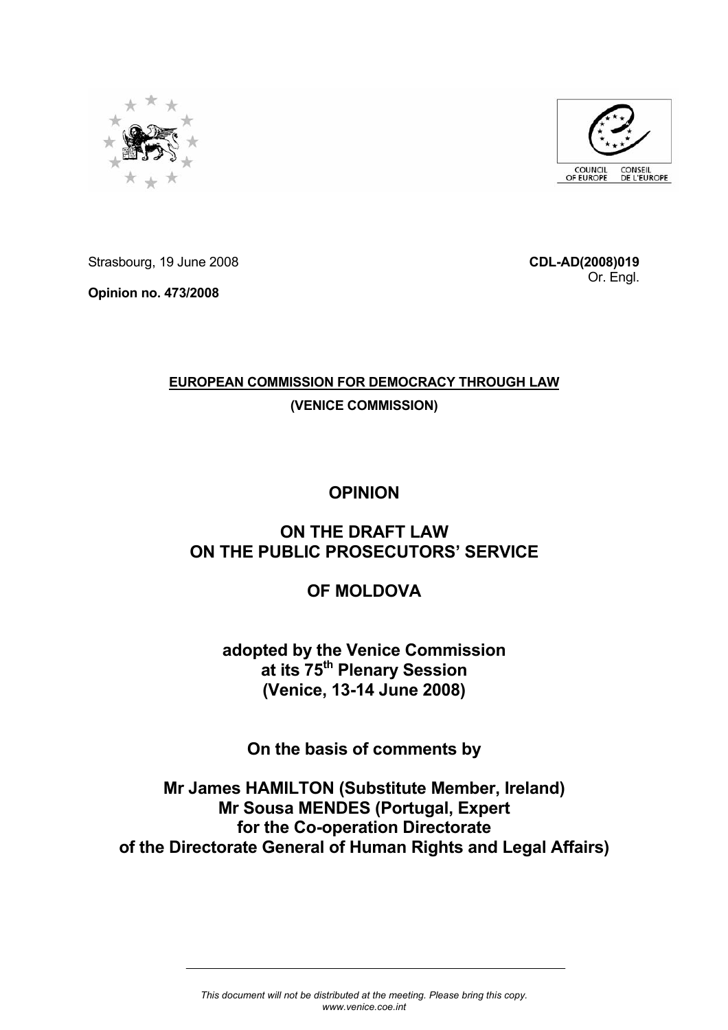Strasbourg, 19 June 2008

**CDL-AD(2008)019**

Or. Engl.

**Opinion no. 473/2008**

**EUROPEAN COMMISSION FOR DEMOCRACY THROUGH LAW**

**(VENICE COMMISSION)**

# OPINION

# ON THE DRAFT LAW ON THE PUBLIC PROSECUTORS' SERVICE

# OF MOLDOVA

## adopted by the Venice Commission at its 75th Plenary Session (Venice, 13-14 June 2008)

## On the basis of comments by

## Mr James HAMILTON (Substitute Member, Ireland)
## Mr Sousa MENDES (Portugal, Expert for the Co-operation Directorate of the Directorate General of Human Rights and Legal Affairs)

*This document will not be distributed at the meeting. Please bring this copy.*
*www.venice.coe.int*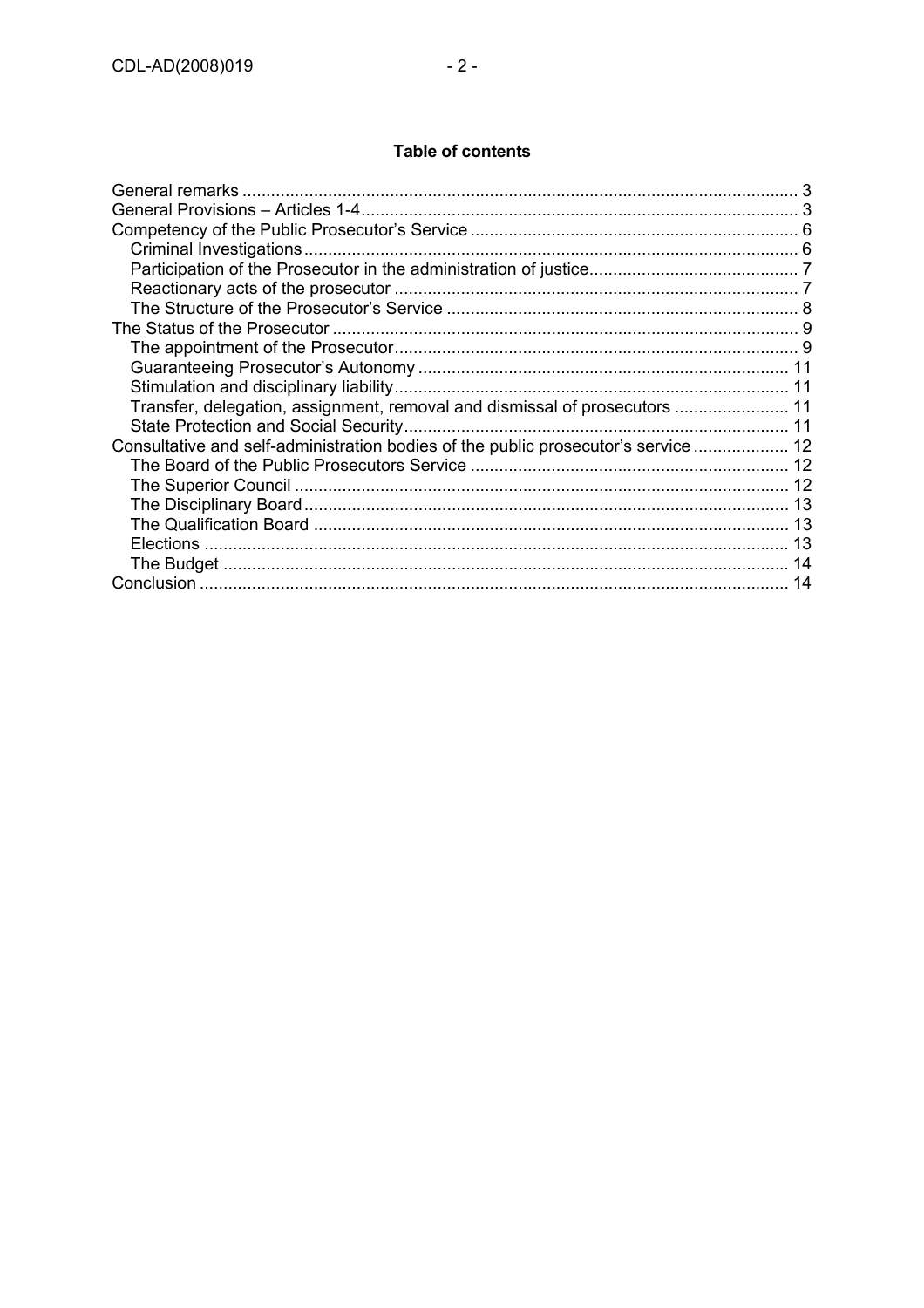**Table of contents**

- General remarks ..... 3
- General Provisions – Articles 1-4 ..... 3
- Competency of the Public Prosecutor's Service ..... 6
  - Criminal Investigations ..... 6
  - Participation of the Prosecutor in the administration of justice ..... 7
  - Reactionary acts of the prosecutor ..... 7
  - The Structure of the Prosecutor's Service ..... 8
- The Status of the Prosecutor ..... 9
  - The appointment of the Prosecutor ..... 9
  - Guaranteeing Prosecutor's Autonomy ..... 11
  - Stimulation and disciplinary liability ..... 11
  - Transfer, delegation, assignment, removal and dismissal of prosecutors ..... 11
  - State Protection and Social Security ..... 11
- Consultative and self-administration bodies of the public prosecutor's service ..... 12
  - The Board of the Public Prosecutors Service ..... 12
  - The Superior Council ..... 12
  - The Disciplinary Board ..... 13
  - The Qualification Board ..... 13
  - Elections ..... 13
  - The Budget ..... 14
- Conclusion ..... 14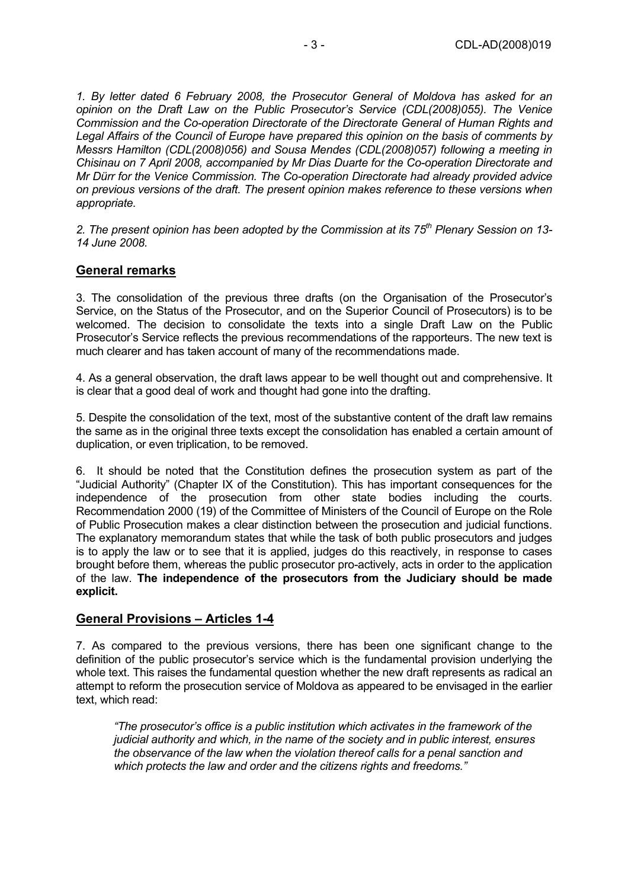*1. By letter dated 6 February 2008, the Prosecutor General of Moldova has asked for an opinion on the Draft Law on the Public Prosecutor's Service (CDL(2008)055). The Venice Commission and the Co-operation Directorate of the Directorate General of Human Rights and Legal Affairs of the Council of Europe have prepared this opinion on the basis of comments by Messrs Hamilton (CDL(2008)056) and Sousa Mendes (CDL(2008)057) following a meeting in Chisinau on 7 April 2008, accompanied by Mr Dias Duarte for the Co-operation Directorate and Mr Dürr for the Venice Commission. The Co-operation Directorate had already provided advice on previous versions of the draft. The present opinion makes reference to these versions when appropriate.*

*2. The present opinion has been adopted by the Commission at its 75th Plenary Session on 13-14 June 2008.*

## General remarks

3. The consolidation of the previous three drafts (on the Organisation of the Prosecutor's Service, on the Status of the Prosecutor, and on the Superior Council of Prosecutors) is to be welcomed. The decision to consolidate the texts into a single Draft Law on the Public Prosecutor's Service reflects the previous recommendations of the rapporteurs. The new text is much clearer and has taken account of many of the recommendations made.

4. As a general observation, the draft laws appear to be well thought out and comprehensive. It is clear that a good deal of work and thought had gone into the drafting.

5. Despite the consolidation of the text, most of the substantive content of the draft law remains the same as in the original three texts except the consolidation has enabled a certain amount of duplication, or even triplication, to be removed.

6. It should be noted that the Constitution defines the prosecution system as part of the "Judicial Authority" (Chapter IX of the Constitution). This has important consequences for the independence of the prosecution from other state bodies including the courts. Recommendation 2000 (19) of the Committee of Ministers of the Council of Europe on the Role of Public Prosecution makes a clear distinction between the prosecution and judicial functions. The explanatory memorandum states that while the task of both public prosecutors and judges is to apply the law or to see that it is applied, judges do this reactively, in response to cases brought before them, whereas the public prosecutor pro-actively, acts in order to the application of the law. **The independence of the prosecutors from the Judiciary should be made explicit.**

## General Provisions – Articles 1-4

7. As compared to the previous versions, there has been one significant change to the definition of the public prosecutor's service which is the fundamental provision underlying the whole text. This raises the fundamental question whether the new draft represents as radical an attempt to reform the prosecution service of Moldova as appeared to be envisaged in the earlier text, which read:

> *"The prosecutor's office is a public institution which activates in the framework of the judicial authority and which, in the name of the society and in public interest, ensures the observance of the law when the violation thereof calls for a penal sanction and which protects the law and order and the citizens rights and freedoms."*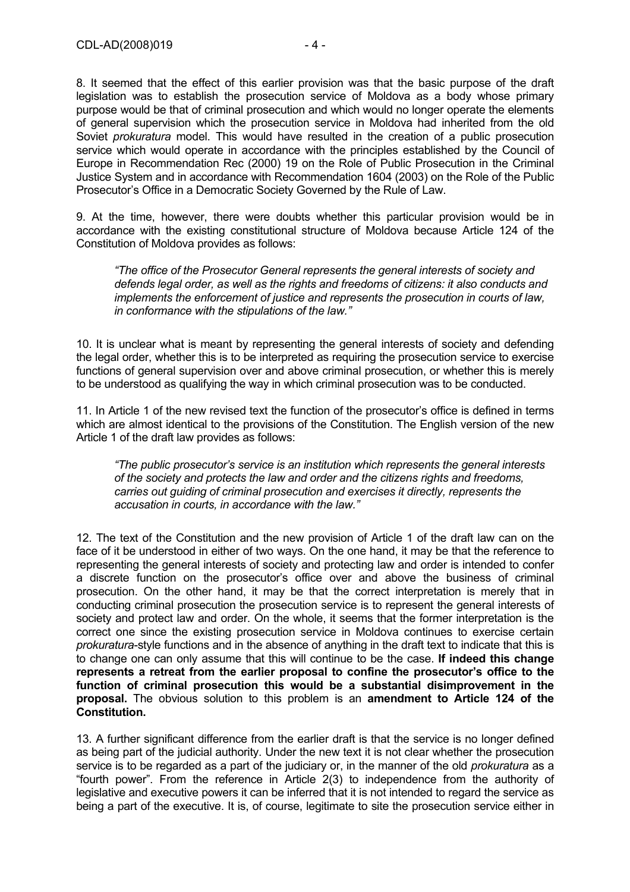8. It seemed that the effect of this earlier provision was that the basic purpose of the draft legislation was to establish the prosecution service of Moldova as a body whose primary purpose would be that of criminal prosecution and which would no longer operate the elements of general supervision which the prosecution service in Moldova had inherited from the old Soviet *prokuratura* model. This would have resulted in the creation of a public prosecution service which would operate in accordance with the principles established by the Council of Europe in Recommendation Rec (2000) 19 on the Role of Public Prosecution in the Criminal Justice System and in accordance with Recommendation 1604 (2003) on the Role of the Public Prosecutor's Office in a Democratic Society Governed by the Rule of Law.

9. At the time, however, there were doubts whether this particular provision would be in accordance with the existing constitutional structure of Moldova because Article 124 of the Constitution of Moldova provides as follows:

> *"The office of the Prosecutor General represents the general interests of society and defends legal order, as well as the rights and freedoms of citizens: it also conducts and implements the enforcement of justice and represents the prosecution in courts of law, in conformance with the stipulations of the law."*

10. It is unclear what is meant by representing the general interests of society and defending the legal order, whether this is to be interpreted as requiring the prosecution service to exercise functions of general supervision over and above criminal prosecution, or whether this is merely to be understood as qualifying the way in which criminal prosecution was to be conducted.

11. In Article 1 of the new revised text the function of the prosecutor's office is defined in terms which are almost identical to the provisions of the Constitution. The English version of the new Article 1 of the draft law provides as follows:

> *"The public prosecutor's service is an institution which represents the general interests of the society and protects the law and order and the citizens rights and freedoms, carries out guiding of criminal prosecution and exercises it directly, represents the accusation in courts, in accordance with the law."*

12. The text of the Constitution and the new provision of Article 1 of the draft law can on the face of it be understood in either of two ways. On the one hand, it may be that the reference to representing the general interests of society and protecting law and order is intended to confer a discrete function on the prosecutor's office over and above the business of criminal prosecution. On the other hand, it may be that the correct interpretation is merely that in conducting criminal prosecution the prosecution service is to represent the general interests of society and protect law and order. On the whole, it seems that the former interpretation is the correct one since the existing prosecution service in Moldova continues to exercise certain *prokuratura*-style functions and in the absence of anything in the draft text to indicate that this is to change one can only assume that this will continue to be the case. **If indeed this change represents a retreat from the earlier proposal to confine the prosecutor's office to the function of criminal prosecution this would be a substantial disimprovement in the proposal.** The obvious solution to this problem is an **amendment to Article 124 of the Constitution.**

13. A further significant difference from the earlier draft is that the service is no longer defined as being part of the judicial authority. Under the new text it is not clear whether the prosecution service is to be regarded as a part of the judiciary or, in the manner of the old *prokuratura* as a "fourth power". From the reference in Article 2(3) to independence from the authority of legislative and executive powers it can be inferred that it is not intended to regard the service as being a part of the executive. It is, of course, legitimate to site the prosecution service either in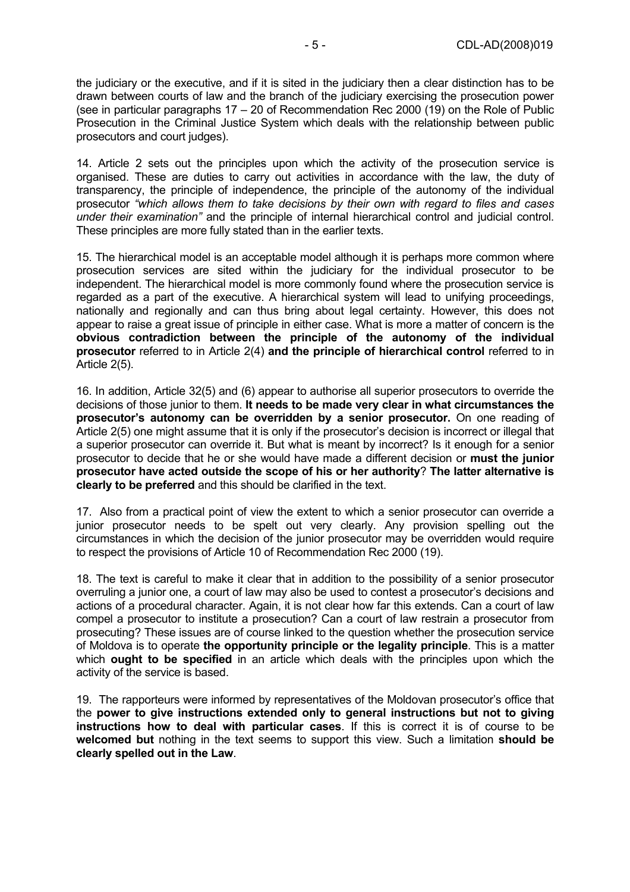the judiciary or the executive, and if it is sited in the judiciary then a clear distinction has to be drawn between courts of law and the branch of the judiciary exercising the prosecution power (see in particular paragraphs 17 – 20 of Recommendation Rec 2000 (19) on the Role of Public Prosecution in the Criminal Justice System which deals with the relationship between public prosecutors and court judges).

14. Article 2 sets out the principles upon which the activity of the prosecution service is organised. These are duties to carry out activities in accordance with the law, the duty of transparency, the principle of independence, the principle of the autonomy of the individual prosecutor *"which allows them to take decisions by their own with regard to files and cases under their examination"* and the principle of internal hierarchical control and judicial control. These principles are more fully stated than in the earlier texts.

15. The hierarchical model is an acceptable model although it is perhaps more common where prosecution services are sited within the judiciary for the individual prosecutor to be independent. The hierarchical model is more commonly found where the prosecution service is regarded as a part of the executive. A hierarchical system will lead to unifying proceedings, nationally and regionally and can thus bring about legal certainty. However, this does not appear to raise a great issue of principle in either case. What is more a matter of concern is the **obvious contradiction between the principle of the autonomy of the individual prosecutor** referred to in Article 2(4) **and the principle of hierarchical control** referred to in Article 2(5).

16. In addition, Article 32(5) and (6) appear to authorise all superior prosecutors to override the decisions of those junior to them. **It needs to be made very clear in what circumstances the prosecutor's autonomy can be overridden by a senior prosecutor.** On one reading of Article 2(5) one might assume that it is only if the prosecutor's decision is incorrect or illegal that a superior prosecutor can override it. But what is meant by incorrect? Is it enough for a senior prosecutor to decide that he or she would have made a different decision or **must the junior prosecutor have acted outside the scope of his or her authority**? **The latter alternative is clearly to be preferred** and this should be clarified in the text.

17. Also from a practical point of view the extent to which a senior prosecutor can override a junior prosecutor needs to be spelt out very clearly. Any provision spelling out the circumstances in which the decision of the junior prosecutor may be overridden would require to respect the provisions of Article 10 of Recommendation Rec 2000 (19).

18. The text is careful to make it clear that in addition to the possibility of a senior prosecutor overruling a junior one, a court of law may also be used to contest a prosecutor's decisions and actions of a procedural character. Again, it is not clear how far this extends. Can a court of law compel a prosecutor to institute a prosecution? Can a court of law restrain a prosecutor from prosecuting? These issues are of course linked to the question whether the prosecution service of Moldova is to operate **the opportunity principle or the legality principle**. This is a matter which **ought to be specified** in an article which deals with the principles upon which the activity of the service is based.

19. The rapporteurs were informed by representatives of the Moldovan prosecutor's office that the **power to give instructions extended only to general instructions but not to giving instructions how to deal with particular cases**. If this is correct it is of course to be **welcomed but** nothing in the text seems to support this view. Such a limitation **should be clearly spelled out in the Law**.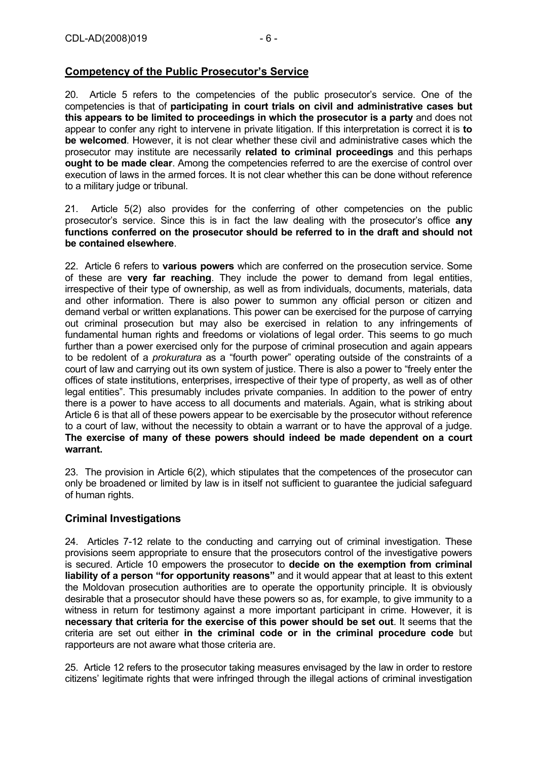## Competency of the Public Prosecutor's Service

20. Article 5 refers to the competencies of the public prosecutor's service. One of the competencies is that of **participating in court trials on civil and administrative cases but this appears to be limited to proceedings in which the prosecutor is a party** and does not appear to confer any right to intervene in private litigation. If this interpretation is correct it is **to be welcomed**. However, it is not clear whether these civil and administrative cases which the prosecutor may institute are necessarily **related to criminal proceedings** and this perhaps **ought to be made clear**. Among the competencies referred to are the exercise of control over execution of laws in the armed forces. It is not clear whether this can be done without reference to a military judge or tribunal.

21. Article 5(2) also provides for the conferring of other competencies on the public prosecutor's service. Since this is in fact the law dealing with the prosecutor's office **any functions conferred on the prosecutor should be referred to in the draft and should not be contained elsewhere**.

22. Article 6 refers to **various powers** which are conferred on the prosecution service. Some of these are **very far reaching**. They include the power to demand from legal entities, irrespective of their type of ownership, as well as from individuals, documents, materials, data and other information. There is also power to summon any official person or citizen and demand verbal or written explanations. This power can be exercised for the purpose of carrying out criminal prosecution but may also be exercised in relation to any infringements of fundamental human rights and freedoms or violations of legal order. This seems to go much further than a power exercised only for the purpose of criminal prosecution and again appears to be redolent of a *prokuratura* as a "fourth power" operating outside of the constraints of a court of law and carrying out its own system of justice. There is also a power to "freely enter the offices of state institutions, enterprises, irrespective of their type of property, as well as of other legal entities". This presumably includes private companies. In addition to the power of entry there is a power to have access to all documents and materials. Again, what is striking about Article 6 is that all of these powers appear to be exercisable by the prosecutor without reference to a court of law, without the necessity to obtain a warrant or to have the approval of a judge. **The exercise of many of these powers should indeed be made dependent on a court warrant.**

23. The provision in Article 6(2), which stipulates that the competences of the prosecutor can only be broadened or limited by law is in itself not sufficient to guarantee the judicial safeguard of human rights.

## Criminal Investigations

24. Articles 7-12 relate to the conducting and carrying out of criminal investigation. These provisions seem appropriate to ensure that the prosecutors control of the investigative powers is secured. Article 10 empowers the prosecutor to **decide on the exemption from criminal liability of a person "for opportunity reasons"** and it would appear that at least to this extent the Moldovan prosecution authorities are to operate the opportunity principle. It is obviously desirable that a prosecutor should have these powers so as, for example, to give immunity to a witness in return for testimony against a more important participant in crime. However, it is **necessary that criteria for the exercise of this power should be set out**. It seems that the criteria are set out either **in the criminal code or in the criminal procedure code** but rapporteurs are not aware what those criteria are.

25. Article 12 refers to the prosecutor taking measures envisaged by the law in order to restore citizens' legitimate rights that were infringed through the illegal actions of criminal investigation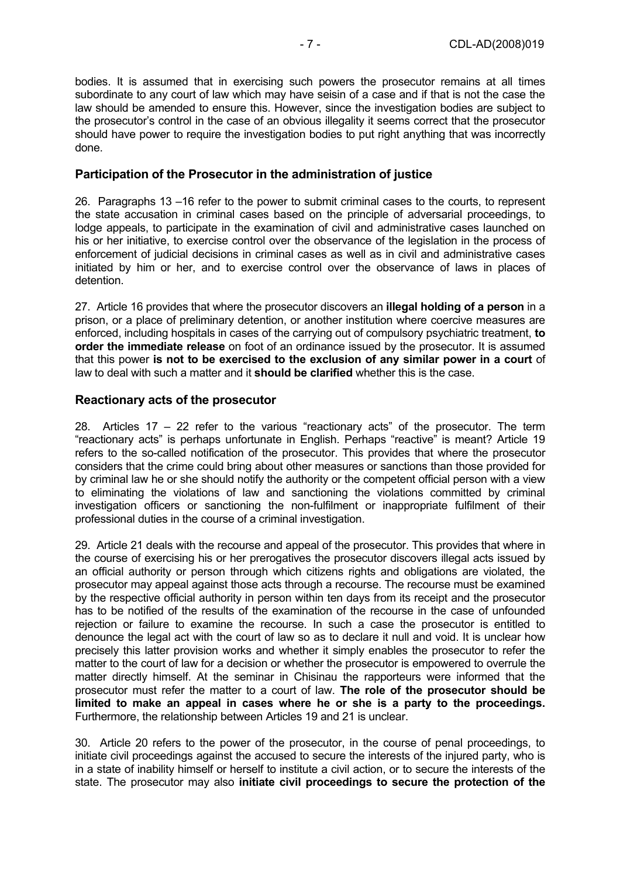bodies. It is assumed that in exercising such powers the prosecutor remains at all times subordinate to any court of law which may have seisin of a case and if that is not the case the law should be amended to ensure this. However, since the investigation bodies are subject to the prosecutor's control in the case of an obvious illegality it seems correct that the prosecutor should have power to require the investigation bodies to put right anything that was incorrectly done.

## Participation of the Prosecutor in the administration of justice

26. Paragraphs 13 –16 refer to the power to submit criminal cases to the courts, to represent the state accusation in criminal cases based on the principle of adversarial proceedings, to lodge appeals, to participate in the examination of civil and administrative cases launched on his or her initiative, to exercise control over the observance of the legislation in the process of enforcement of judicial decisions in criminal cases as well as in civil and administrative cases initiated by him or her, and to exercise control over the observance of laws in places of detention.

27. Article 16 provides that where the prosecutor discovers an **illegal holding of a person** in a prison, or a place of preliminary detention, or another institution where coercive measures are enforced, including hospitals in cases of the carrying out of compulsory psychiatric treatment, **to order the immediate release** on foot of an ordinance issued by the prosecutor. It is assumed that this power **is not to be exercised to the exclusion of any similar power in a court** of law to deal with such a matter and it **should be clarified** whether this is the case.

## Reactionary acts of the prosecutor

28. Articles 17 – 22 refer to the various "reactionary acts" of the prosecutor. The term "reactionary acts" is perhaps unfortunate in English. Perhaps "reactive" is meant? Article 19 refers to the so-called notification of the prosecutor. This provides that where the prosecutor considers that the crime could bring about other measures or sanctions than those provided for by criminal law he or she should notify the authority or the competent official person with a view to eliminating the violations of law and sanctioning the violations committed by criminal investigation officers or sanctioning the non-fulfilment or inappropriate fulfilment of their professional duties in the course of a criminal investigation.

29. Article 21 deals with the recourse and appeal of the prosecutor. This provides that where in the course of exercising his or her prerogatives the prosecutor discovers illegal acts issued by an official authority or person through which citizens rights and obligations are violated, the prosecutor may appeal against those acts through a recourse. The recourse must be examined by the respective official authority in person within ten days from its receipt and the prosecutor has to be notified of the results of the examination of the recourse in the case of unfounded rejection or failure to examine the recourse. In such a case the prosecutor is entitled to denounce the legal act with the court of law so as to declare it null and void. It is unclear how precisely this latter provision works and whether it simply enables the prosecutor to refer the matter to the court of law for a decision or whether the prosecutor is empowered to overrule the matter directly himself. At the seminar in Chisinau the rapporteurs were informed that the prosecutor must refer the matter to a court of law. **The role of the prosecutor should be limited to make an appeal in cases where he or she is a party to the proceedings.** Furthermore, the relationship between Articles 19 and 21 is unclear.

30. Article 20 refers to the power of the prosecutor, in the course of penal proceedings, to initiate civil proceedings against the accused to secure the interests of the injured party, who is in a state of inability himself or herself to institute a civil action, or to secure the interests of the state. The prosecutor may also **initiate civil proceedings to secure the protection of the**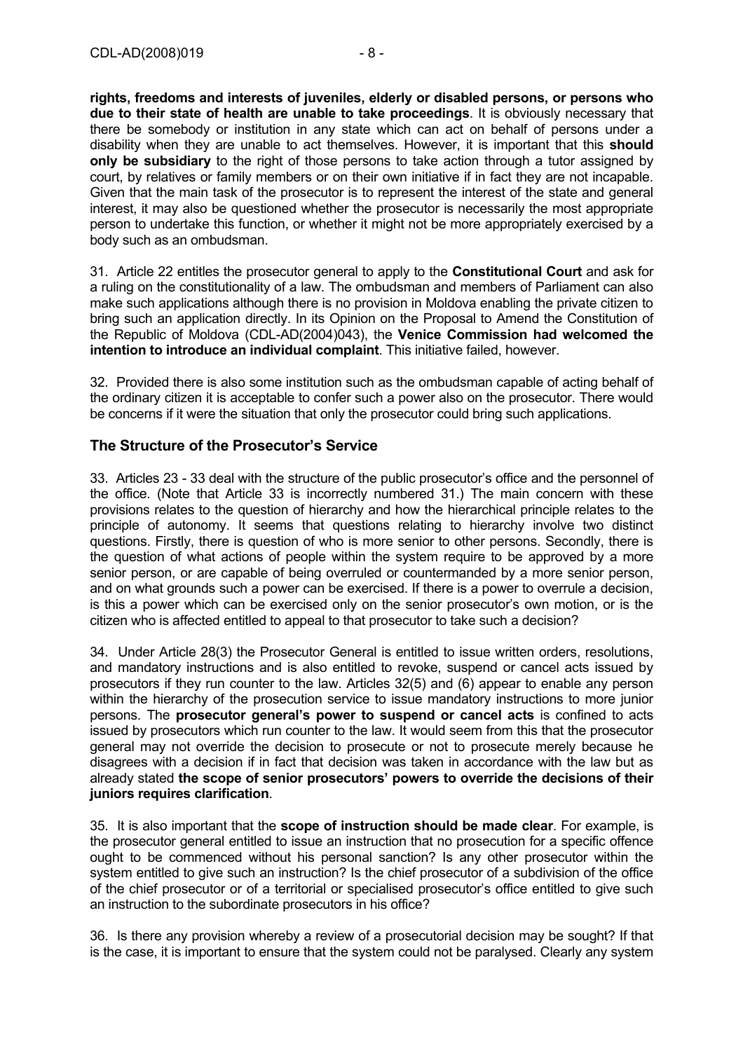**rights, freedoms and interests of juveniles, elderly or disabled persons, or persons who due to their state of health are unable to take proceedings**. It is obviously necessary that there be somebody or institution in any state which can act on behalf of persons under a disability when they are unable to act themselves. However, it is important that this **should only be subsidiary** to the right of those persons to take action through a tutor assigned by court, by relatives or family members or on their own initiative if in fact they are not incapable. Given that the main task of the prosecutor is to represent the interest of the state and general interest, it may also be questioned whether the prosecutor is necessarily the most appropriate person to undertake this function, or whether it might not be more appropriately exercised by a body such as an ombudsman.

31. Article 22 entitles the prosecutor general to apply to the **Constitutional Court** and ask for a ruling on the constitutionality of a law. The ombudsman and members of Parliament can also make such applications although there is no provision in Moldova enabling the private citizen to bring such an application directly. In its Opinion on the Proposal to Amend the Constitution of the Republic of Moldova (CDL-AD(2004)043), the **Venice Commission had welcomed the intention to introduce an individual complaint**. This initiative failed, however.

32. Provided there is also some institution such as the ombudsman capable of acting behalf of the ordinary citizen it is acceptable to confer such a power also on the prosecutor. There would be concerns if it were the situation that only the prosecutor could bring such applications.

## The Structure of the Prosecutor's Service

33. Articles 23 - 33 deal with the structure of the public prosecutor's office and the personnel of the office. (Note that Article 33 is incorrectly numbered 31.) The main concern with these provisions relates to the question of hierarchy and how the hierarchical principle relates to the principle of autonomy. It seems that questions relating to hierarchy involve two distinct questions. Firstly, there is question of who is more senior to other persons. Secondly, there is the question of what actions of people within the system require to be approved by a more senior person, or are capable of being overruled or countermanded by a more senior person, and on what grounds such a power can be exercised. If there is a power to overrule a decision, is this a power which can be exercised only on the senior prosecutor's own motion, or is the citizen who is affected entitled to appeal to that prosecutor to take such a decision?

34. Under Article 28(3) the Prosecutor General is entitled to issue written orders, resolutions, and mandatory instructions and is also entitled to revoke, suspend or cancel acts issued by prosecutors if they run counter to the law. Articles 32(5) and (6) appear to enable any person within the hierarchy of the prosecution service to issue mandatory instructions to more junior persons. The **prosecutor general's power to suspend or cancel acts** is confined to acts issued by prosecutors which run counter to the law. It would seem from this that the prosecutor general may not override the decision to prosecute or not to prosecute merely because he disagrees with a decision if in fact that decision was taken in accordance with the law but as already stated **the scope of senior prosecutors' powers to override the decisions of their juniors requires clarification**.

35. It is also important that the **scope of instruction should be made clear**. For example, is the prosecutor general entitled to issue an instruction that no prosecution for a specific offence ought to be commenced without his personal sanction? Is any other prosecutor within the system entitled to give such an instruction? Is the chief prosecutor of a subdivision of the office of the chief prosecutor or of a territorial or specialised prosecutor's office entitled to give such an instruction to the subordinate prosecutors in his office?

36. Is there any provision whereby a review of a prosecutorial decision may be sought? If that is the case, it is important to ensure that the system could not be paralysed. Clearly any system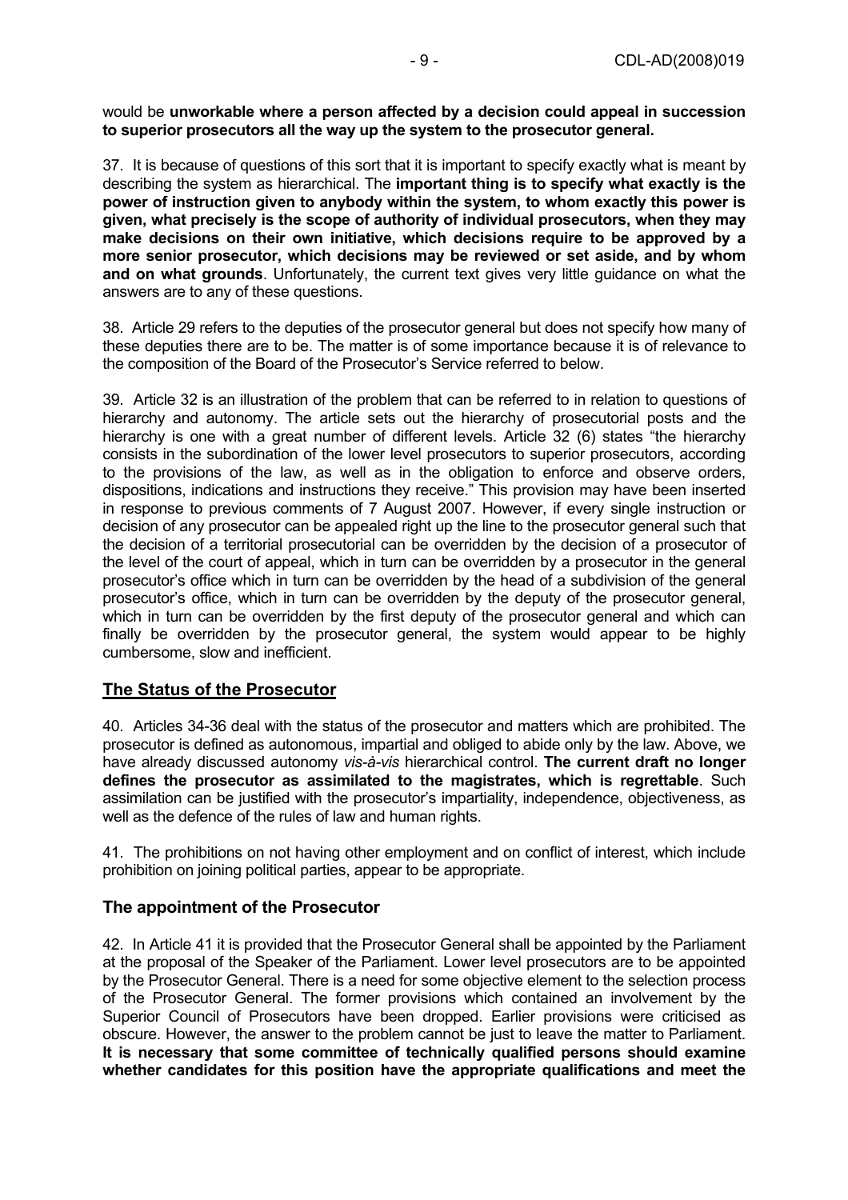would be **unworkable where a person affected by a decision could appeal in succession to superior prosecutors all the way up the system to the prosecutor general.**

37. It is because of questions of this sort that it is important to specify exactly what is meant by describing the system as hierarchical. The **important thing is to specify what exactly is the power of instruction given to anybody within the system, to whom exactly this power is given, what precisely is the scope of authority of individual prosecutors, when they may make decisions on their own initiative, which decisions require to be approved by a more senior prosecutor, which decisions may be reviewed or set aside, and by whom and on what grounds**. Unfortunately, the current text gives very little guidance on what the answers are to any of these questions.

38. Article 29 refers to the deputies of the prosecutor general but does not specify how many of these deputies there are to be. The matter is of some importance because it is of relevance to the composition of the Board of the Prosecutor's Service referred to below.

39. Article 32 is an illustration of the problem that can be referred to in relation to questions of hierarchy and autonomy. The article sets out the hierarchy of prosecutorial posts and the hierarchy is one with a great number of different levels. Article 32 (6) states "the hierarchy consists in the subordination of the lower level prosecutors to superior prosecutors, according to the provisions of the law, as well as in the obligation to enforce and observe orders, dispositions, indications and instructions they receive." This provision may have been inserted in response to previous comments of 7 August 2007. However, if every single instruction or decision of any prosecutor can be appealed right up the line to the prosecutor general such that the decision of a territorial prosecutorial can be overridden by the decision of a prosecutor of the level of the court of appeal, which in turn can be overridden by a prosecutor in the general prosecutor's office which in turn can be overridden by the head of a subdivision of the general prosecutor's office, which in turn can be overridden by the deputy of the prosecutor general, which in turn can be overridden by the first deputy of the prosecutor general and which can finally be overridden by the prosecutor general, the system would appear to be highly cumbersome, slow and inefficient.

## The Status of the Prosecutor

40. Articles 34-36 deal with the status of the prosecutor and matters which are prohibited. The prosecutor is defined as autonomous, impartial and obliged to abide only by the law. Above, we have already discussed autonomy *vis-à-vis* hierarchical control. **The current draft no longer defines the prosecutor as assimilated to the magistrates, which is regrettable**. Such assimilation can be justified with the prosecutor's impartiality, independence, objectiveness, as well as the defence of the rules of law and human rights.

41. The prohibitions on not having other employment and on conflict of interest, which include prohibition on joining political parties, appear to be appropriate.

## The appointment of the Prosecutor

42. In Article 41 it is provided that the Prosecutor General shall be appointed by the Parliament at the proposal of the Speaker of the Parliament. Lower level prosecutors are to be appointed by the Prosecutor General. There is a need for some objective element to the selection process of the Prosecutor General. The former provisions which contained an involvement by the Superior Council of Prosecutors have been dropped. Earlier provisions were criticised as obscure. However, the answer to the problem cannot be just to leave the matter to Parliament. **It is necessary that some committee of technically qualified persons should examine whether candidates for this position have the appropriate qualifications and meet the**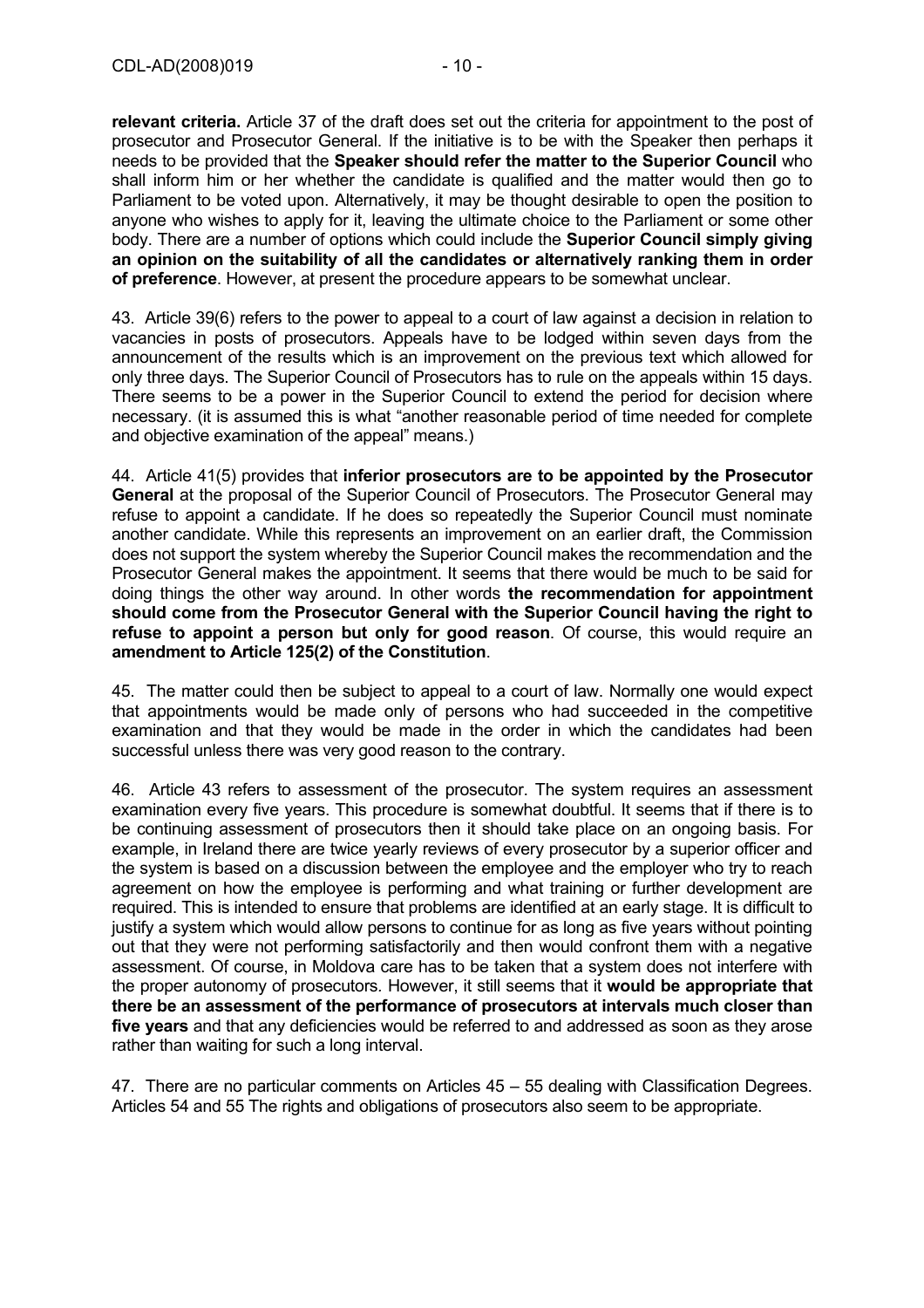**relevant criteria.** Article 37 of the draft does set out the criteria for appointment to the post of prosecutor and Prosecutor General. If the initiative is to be with the Speaker then perhaps it needs to be provided that the **Speaker should refer the matter to the Superior Council** who shall inform him or her whether the candidate is qualified and the matter would then go to Parliament to be voted upon. Alternatively, it may be thought desirable to open the position to anyone who wishes to apply for it, leaving the ultimate choice to the Parliament or some other body. There are a number of options which could include the **Superior Council simply giving an opinion on the suitability of all the candidates or alternatively ranking them in order of preference**. However, at present the procedure appears to be somewhat unclear.

43. Article 39(6) refers to the power to appeal to a court of law against a decision in relation to vacancies in posts of prosecutors. Appeals have to be lodged within seven days from the announcement of the results which is an improvement on the previous text which allowed for only three days. The Superior Council of Prosecutors has to rule on the appeals within 15 days. There seems to be a power in the Superior Council to extend the period for decision where necessary. (it is assumed this is what "another reasonable period of time needed for complete and objective examination of the appeal" means.)

44. Article 41(5) provides that **inferior prosecutors are to be appointed by the Prosecutor General** at the proposal of the Superior Council of Prosecutors. The Prosecutor General may refuse to appoint a candidate. If he does so repeatedly the Superior Council must nominate another candidate. While this represents an improvement on an earlier draft, the Commission does not support the system whereby the Superior Council makes the recommendation and the Prosecutor General makes the appointment. It seems that there would be much to be said for doing things the other way around. In other words **the recommendation for appointment should come from the Prosecutor General with the Superior Council having the right to refuse to appoint a person but only for good reason**. Of course, this would require an **amendment to Article 125(2) of the Constitution**.

45. The matter could then be subject to appeal to a court of law. Normally one would expect that appointments would be made only of persons who had succeeded in the competitive examination and that they would be made in the order in which the candidates had been successful unless there was very good reason to the contrary.

46. Article 43 refers to assessment of the prosecutor. The system requires an assessment examination every five years. This procedure is somewhat doubtful. It seems that if there is to be continuing assessment of prosecutors then it should take place on an ongoing basis. For example, in Ireland there are twice yearly reviews of every prosecutor by a superior officer and the system is based on a discussion between the employee and the employer who try to reach agreement on how the employee is performing and what training or further development are required. This is intended to ensure that problems are identified at an early stage. It is difficult to justify a system which would allow persons to continue for as long as five years without pointing out that they were not performing satisfactorily and then would confront them with a negative assessment. Of course, in Moldova care has to be taken that a system does not interfere with the proper autonomy of prosecutors. However, it still seems that it **would be appropriate that there be an assessment of the performance of prosecutors at intervals much closer than five years** and that any deficiencies would be referred to and addressed as soon as they arose rather than waiting for such a long interval.

47. There are no particular comments on Articles 45 – 55 dealing with Classification Degrees. Articles 54 and 55 The rights and obligations of prosecutors also seem to be appropriate.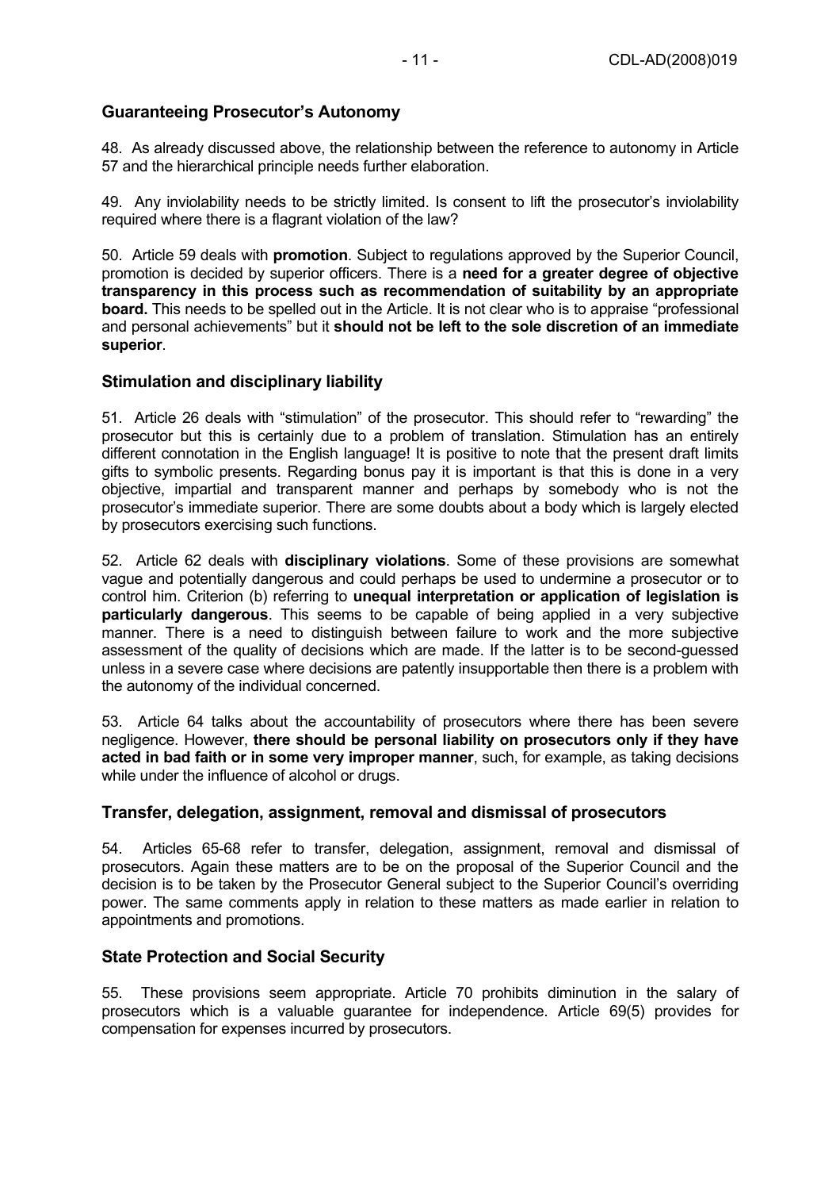## Guaranteeing Prosecutor's Autonomy

48. As already discussed above, the relationship between the reference to autonomy in Article 57 and the hierarchical principle needs further elaboration.

49. Any inviolability needs to be strictly limited. Is consent to lift the prosecutor's inviolability required where there is a flagrant violation of the law?

50. Article 59 deals with **promotion**. Subject to regulations approved by the Superior Council, promotion is decided by superior officers. There is a **need for a greater degree of objective transparency in this process such as recommendation of suitability by an appropriate board.** This needs to be spelled out in the Article. It is not clear who is to appraise "professional and personal achievements" but it **should not be left to the sole discretion of an immediate superior**.

## Stimulation and disciplinary liability

51. Article 26 deals with "stimulation" of the prosecutor. This should refer to "rewarding" the prosecutor but this is certainly due to a problem of translation. Stimulation has an entirely different connotation in the English language! It is positive to note that the present draft limits gifts to symbolic presents. Regarding bonus pay it is important is that this is done in a very objective, impartial and transparent manner and perhaps by somebody who is not the prosecutor's immediate superior. There are some doubts about a body which is largely elected by prosecutors exercising such functions.

52. Article 62 deals with **disciplinary violations**. Some of these provisions are somewhat vague and potentially dangerous and could perhaps be used to undermine a prosecutor or to control him. Criterion (b) referring to **unequal interpretation or application of legislation is particularly dangerous**. This seems to be capable of being applied in a very subjective manner. There is a need to distinguish between failure to work and the more subjective assessment of the quality of decisions which are made. If the latter is to be second-guessed unless in a severe case where decisions are patently insupportable then there is a problem with the autonomy of the individual concerned.

53. Article 64 talks about the accountability of prosecutors where there has been severe negligence. However, **there should be personal liability on prosecutors only if they have acted in bad faith or in some very improper manner**, such, for example, as taking decisions while under the influence of alcohol or drugs.

## Transfer, delegation, assignment, removal and dismissal of prosecutors

54. Articles 65-68 refer to transfer, delegation, assignment, removal and dismissal of prosecutors. Again these matters are to be on the proposal of the Superior Council and the decision is to be taken by the Prosecutor General subject to the Superior Council's overriding power. The same comments apply in relation to these matters as made earlier in relation to appointments and promotions.

## State Protection and Social Security

55. These provisions seem appropriate. Article 70 prohibits diminution in the salary of prosecutors which is a valuable guarantee for independence. Article 69(5) provides for compensation for expenses incurred by prosecutors.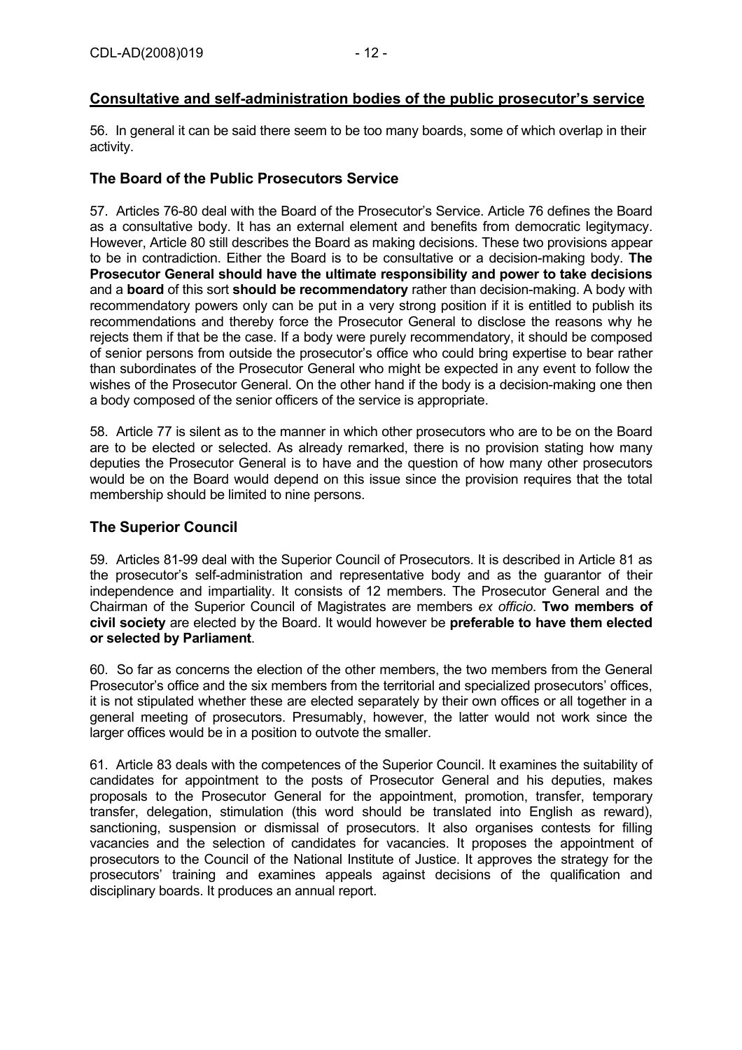## Consultative and self-administration bodies of the public prosecutor's service

56. In general it can be said there seem to be too many boards, some of which overlap in their activity.

### The Board of the Public Prosecutors Service

57. Articles 76-80 deal with the Board of the Prosecutor's Service. Article 76 defines the Board as a consultative body. It has an external element and benefits from democratic legitymacy. However, Article 80 still describes the Board as making decisions. These two provisions appear to be in contradiction. Either the Board is to be consultative or a decision-making body. **The Prosecutor General should have the ultimate responsibility and power to take decisions** and a **board** of this sort **should be recommendatory** rather than decision-making. A body with recommendatory powers only can be put in a very strong position if it is entitled to publish its recommendations and thereby force the Prosecutor General to disclose the reasons why he rejects them if that be the case. If a body were purely recommendatory, it should be composed of senior persons from outside the prosecutor's office who could bring expertise to bear rather than subordinates of the Prosecutor General who might be expected in any event to follow the wishes of the Prosecutor General. On the other hand if the body is a decision-making one then a body composed of the senior officers of the service is appropriate.

58. Article 77 is silent as to the manner in which other prosecutors who are to be on the Board are to be elected or selected. As already remarked, there is no provision stating how many deputies the Prosecutor General is to have and the question of how many other prosecutors would be on the Board would depend on this issue since the provision requires that the total membership should be limited to nine persons.

### The Superior Council

59. Articles 81-99 deal with the Superior Council of Prosecutors. It is described in Article 81 as the prosecutor's self-administration and representative body and as the guarantor of their independence and impartiality. It consists of 12 members. The Prosecutor General and the Chairman of the Superior Council of Magistrates are members *ex officio*. **Two members of civil society** are elected by the Board. It would however be **preferable to have them elected or selected by Parliament**.

60. So far as concerns the election of the other members, the two members from the General Prosecutor's office and the six members from the territorial and specialized prosecutors' offices, it is not stipulated whether these are elected separately by their own offices or all together in a general meeting of prosecutors. Presumably, however, the latter would not work since the larger offices would be in a position to outvote the smaller.

61. Article 83 deals with the competences of the Superior Council. It examines the suitability of candidates for appointment to the posts of Prosecutor General and his deputies, makes proposals to the Prosecutor General for the appointment, promotion, transfer, temporary transfer, delegation, stimulation (this word should be translated into English as reward), sanctioning, suspension or dismissal of prosecutors. It also organises contests for filling vacancies and the selection of candidates for vacancies. It proposes the appointment of prosecutors to the Council of the National Institute of Justice. It approves the strategy for the prosecutors' training and examines appeals against decisions of the qualification and disciplinary boards. It produces an annual report.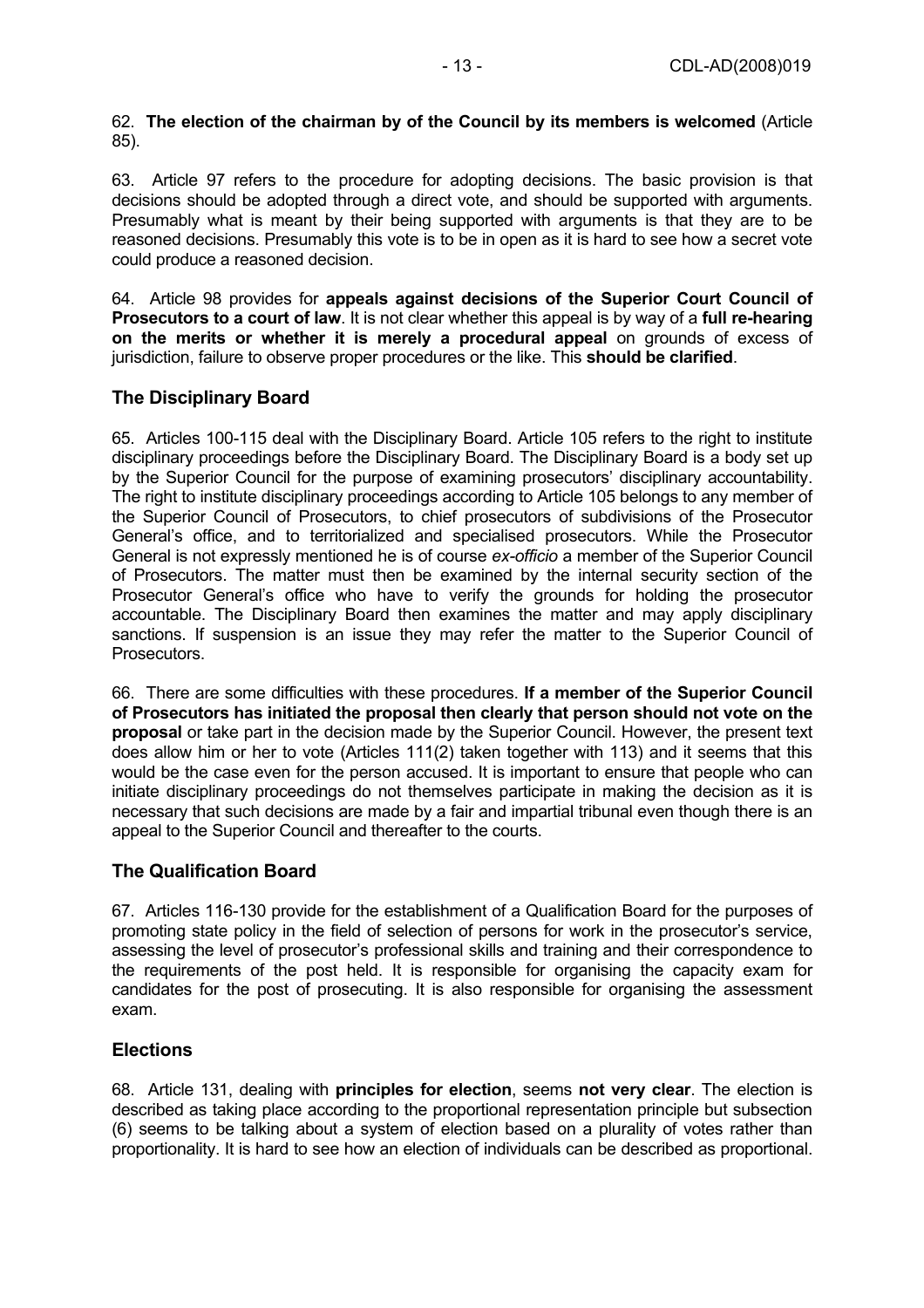62. **The election of the chairman by of the Council by its members is welcomed** (Article 85).

63. Article 97 refers to the procedure for adopting decisions. The basic provision is that decisions should be adopted through a direct vote, and should be supported with arguments. Presumably what is meant by their being supported with arguments is that they are to be reasoned decisions. Presumably this vote is to be in open as it is hard to see how a secret vote could produce a reasoned decision.

64. Article 98 provides for **appeals against decisions of the Superior Court Council of Prosecutors to a court of law**. It is not clear whether this appeal is by way of a **full re-hearing on the merits or whether it is merely a procedural appeal** on grounds of excess of jurisdiction, failure to observe proper procedures or the like. This **should be clarified**.

## The Disciplinary Board

65. Articles 100-115 deal with the Disciplinary Board. Article 105 refers to the right to institute disciplinary proceedings before the Disciplinary Board. The Disciplinary Board is a body set up by the Superior Council for the purpose of examining prosecutors' disciplinary accountability. The right to institute disciplinary proceedings according to Article 105 belongs to any member of the Superior Council of Prosecutors, to chief prosecutors of subdivisions of the Prosecutor General's office, and to territorialized and specialised prosecutors. While the Prosecutor General is not expressly mentioned he is of course *ex-officio* a member of the Superior Council of Prosecutors. The matter must then be examined by the internal security section of the Prosecutor General's office who have to verify the grounds for holding the prosecutor accountable. The Disciplinary Board then examines the matter and may apply disciplinary sanctions. If suspension is an issue they may refer the matter to the Superior Council of Prosecutors.

66. There are some difficulties with these procedures. **If a member of the Superior Council of Prosecutors has initiated the proposal then clearly that person should not vote on the proposal** or take part in the decision made by the Superior Council. However, the present text does allow him or her to vote (Articles 111(2) taken together with 113) and it seems that this would be the case even for the person accused. It is important to ensure that people who can initiate disciplinary proceedings do not themselves participate in making the decision as it is necessary that such decisions are made by a fair and impartial tribunal even though there is an appeal to the Superior Council and thereafter to the courts.

## The Qualification Board

67. Articles 116-130 provide for the establishment of a Qualification Board for the purposes of promoting state policy in the field of selection of persons for work in the prosecutor's service, assessing the level of prosecutor's professional skills and training and their correspondence to the requirements of the post held. It is responsible for organising the capacity exam for candidates for the post of prosecuting. It is also responsible for organising the assessment exam.

## Elections

68. Article 131, dealing with **principles for election**, seems **not very clear**. The election is described as taking place according to the proportional representation principle but subsection (6) seems to be talking about a system of election based on a plurality of votes rather than proportionality. It is hard to see how an election of individuals can be described as proportional.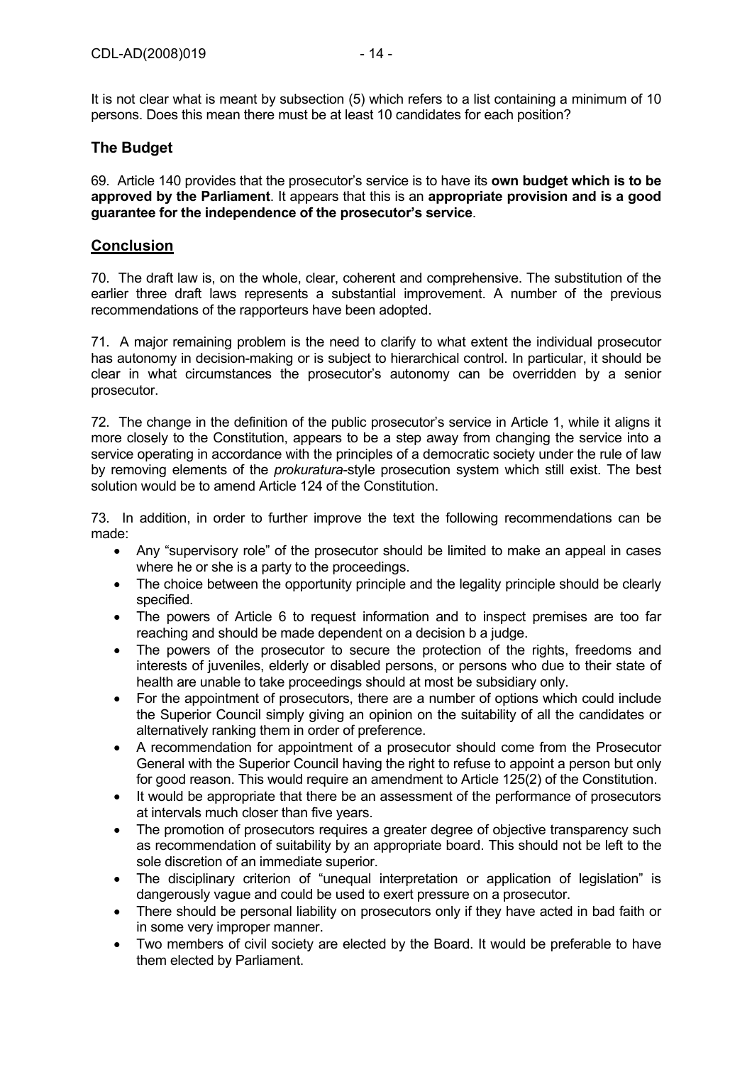It is not clear what is meant by subsection (5) which refers to a list containing a minimum of 10 persons. Does this mean there must be at least 10 candidates for each position?

## The Budget

69. Article 140 provides that the prosecutor's service is to have its **own budget which is to be approved by the Parliament**. It appears that this is an **appropriate provision and is a good guarantee for the independence of the prosecutor's service**.

## Conclusion

70. The draft law is, on the whole, clear, coherent and comprehensive. The substitution of the earlier three draft laws represents a substantial improvement. A number of the previous recommendations of the rapporteurs have been adopted.

71. A major remaining problem is the need to clarify to what extent the individual prosecutor has autonomy in decision-making or is subject to hierarchical control. In particular, it should be clear in what circumstances the prosecutor's autonomy can be overridden by a senior prosecutor.

72. The change in the definition of the public prosecutor's service in Article 1, while it aligns it more closely to the Constitution, appears to be a step away from changing the service into a service operating in accordance with the principles of a democratic society under the rule of law by removing elements of the *prokuratura*-style prosecution system which still exist. The best solution would be to amend Article 124 of the Constitution.

73. In addition, in order to further improve the text the following recommendations can be made:

- Any "supervisory role" of the prosecutor should be limited to make an appeal in cases where he or she is a party to the proceedings.
- The choice between the opportunity principle and the legality principle should be clearly specified.
- The powers of Article 6 to request information and to inspect premises are too far reaching and should be made dependent on a decision b a judge.
- The powers of the prosecutor to secure the protection of the rights, freedoms and interests of juveniles, elderly or disabled persons, or persons who due to their state of health are unable to take proceedings should at most be subsidiary only.
- For the appointment of prosecutors, there are a number of options which could include the Superior Council simply giving an opinion on the suitability of all the candidates or alternatively ranking them in order of preference.
- A recommendation for appointment of a prosecutor should come from the Prosecutor General with the Superior Council having the right to refuse to appoint a person but only for good reason. This would require an amendment to Article 125(2) of the Constitution.
- It would be appropriate that there be an assessment of the performance of prosecutors at intervals much closer than five years.
- The promotion of prosecutors requires a greater degree of objective transparency such as recommendation of suitability by an appropriate board. This should not be left to the sole discretion of an immediate superior.
- The disciplinary criterion of "unequal interpretation or application of legislation" is dangerously vague and could be used to exert pressure on a prosecutor.
- There should be personal liability on prosecutors only if they have acted in bad faith or in some very improper manner.
- Two members of civil society are elected by the Board. It would be preferable to have them elected by Parliament.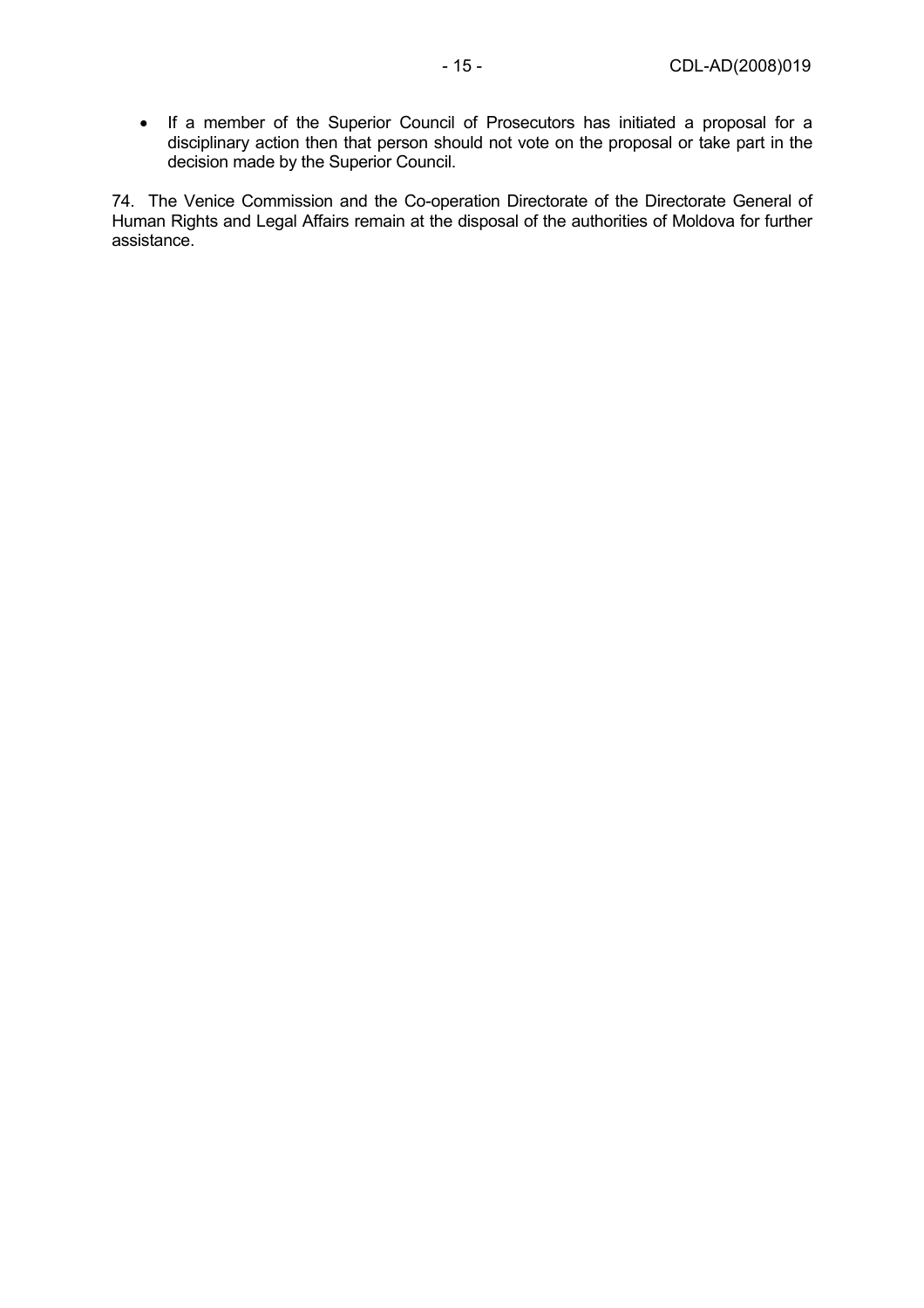- If a member of the Superior Council of Prosecutors has initiated a proposal for a disciplinary action then that person should not vote on the proposal or take part in the decision made by the Superior Council.

74. The Venice Commission and the Co-operation Directorate of the Directorate General of Human Rights and Legal Affairs remain at the disposal of the authorities of Moldova for further assistance.